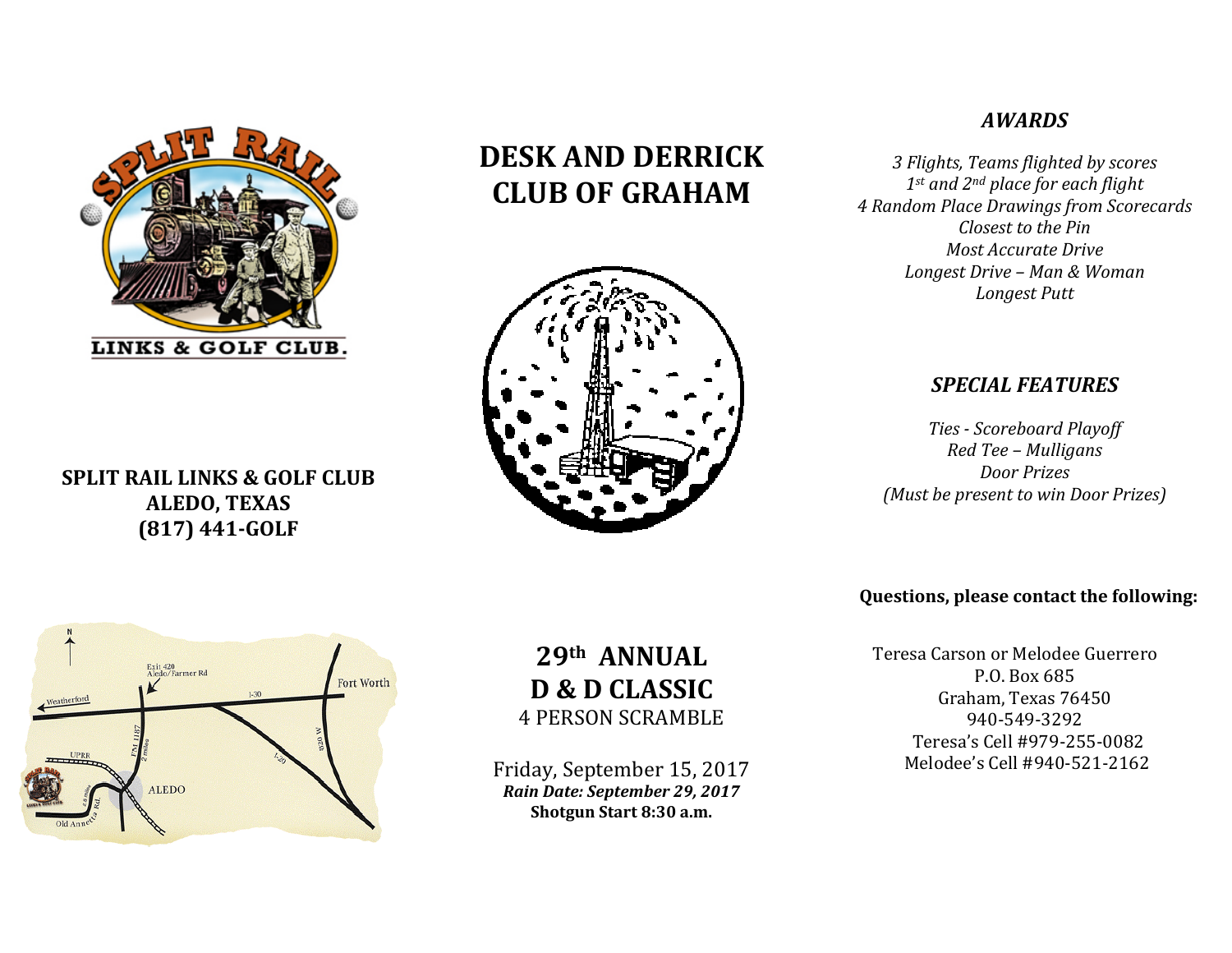# DESK AND DERRICK CLUB OF GRAHAM

**SPLIT RAIL LINKS & GOLF CLUB**
**ALEDO, TEXAS**
**(817) 441-GOLF**

## 29th ANNUAL
## D & D CLASSIC

4 PERSON SCRAMBLE

Friday, September 15, 2017
***Rain Date: September 29, 2017***
**Shotgun Start 8:30 a.m.**

### *AWARDS*

*3 Flights, Teams flighted by scores*
*1st and 2nd place for each flight*
*4 Random Place Drawings from Scorecards*
*Closest to the Pin*
*Most Accurate Drive*
*Longest Drive – Man & Woman*
*Longest Putt*

### *SPECIAL FEATURES*

*Ties - Scoreboard Playoff*
*Red Tee – Mulligans*
*Door Prizes*
*(Must be present to win Door Prizes)*

**Questions, please contact the following:**

Teresa Carson or Melodee Guerrero
P.O. Box 685
Graham, Texas 76450
940-549-3292
Teresa's Cell #979-255-0082
Melodee's Cell #940-521-2162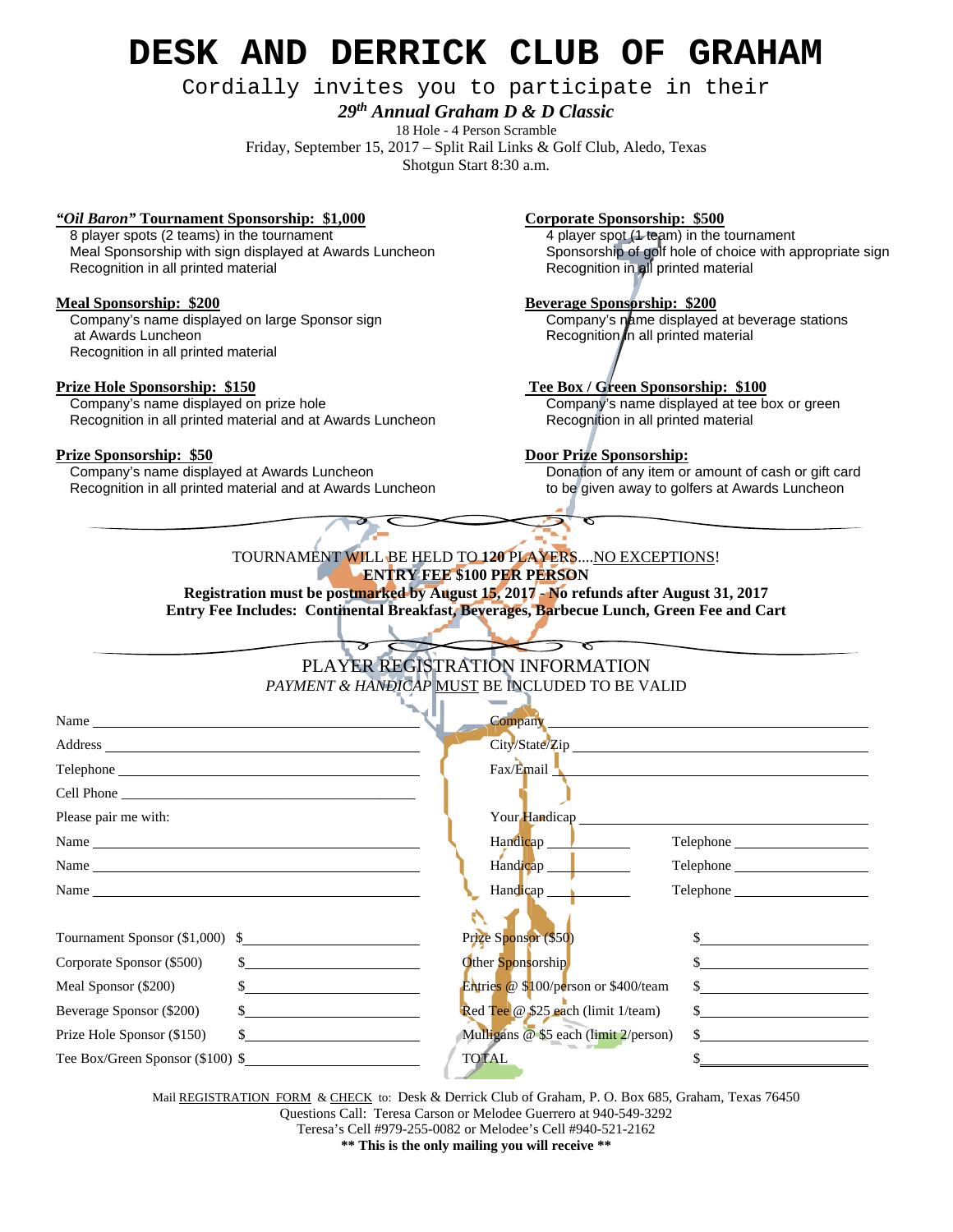# DESK AND DERRICK CLUB OF GRAHAM

Cordially invites you to participate in their

***29th Annual Graham D & D Classic***

18 Hole - 4 Person Scramble

Friday, September 15, 2017 – Split Rail Links & Golf Club, Aledo, Texas

Shotgun Start 8:30 a.m.

**"*Oil Baron*" Tournament Sponsorship: $1,000**
- 8 player spots (2 teams) in the tournament
- Meal Sponsorship with sign displayed at Awards Luncheon
- Recognition in all printed material

**Corporate Sponsorship: $500**
- 4 player spot (1 team) in the tournament
- Sponsorship of golf hole of choice with appropriate sign
- Recognition in all printed material

**Meal Sponsorship: $200**
- Company's name displayed on large Sponsor sign at Awards Luncheon
- Recognition in all printed material

**Beverage Sponsorship: $200**
- Company's name displayed at beverage stations
- Recognition in all printed material

**Prize Hole Sponsorship: $150**
- Company's name displayed on prize hole
- Recognition in all printed material and at Awards Luncheon

**Tee Box / Green Sponsorship: $100**
- Company's name displayed at tee box or green
- Recognition in all printed material

**Prize Sponsorship: $50**
- Company's name displayed at Awards Luncheon
- Recognition in all printed material and at Awards Luncheon

**Door Prize Sponsorship:**
- Donation of any item or amount of cash or gift card to be given away to golfers at Awards Luncheon

---

TOURNAMENT WILL BE HELD TO **120** PLAYERS....NO EXCEPTIONS!

**ENTRY FEE $100 PER PERSON**

**Registration must be postmarked by August 15, 2017 - No refunds after August 31, 2017**

**Entry Fee Includes: Continental Breakfast, Beverages, Barbecue Lunch, Green Fee and Cart**

---

PLAYER REGISTRATION INFORMATION

*PAYMENT & HANDICAP MUST BE INCLUDED TO BE VALID*

Name ______________________ Company ______________________

Address ______________________ City/State/Zip ______________________

Telephone ______________________ Fax/Email ______________________

Cell Phone ______________________

Please pair me with: Your Handicap ______________________

Name ______________________ Handicap __________ Telephone __________

Name ______________________ Handicap __________ Telephone __________

Name ______________________ Handicap __________ Telephone __________

| | | | |
|---|---|---|---|
| Tournament Sponsor ($1,000) | $ | Prize Sponsor ($50) | $ |
| Corporate Sponsor ($500) | $ | Other Sponsorship | $ |
| Meal Sponsor ($200) | $ | Entries @ $100/person or $400/team | $ |
| Beverage Sponsor ($200) | $ | Red Tee @ $25 each (limit 1/team) | $ |
| Prize Hole Sponsor ($150) | $ | Mulligans @ $5 each (limit 2/person) | $ |
| Tee Box/Green Sponsor ($100) | $ | TOTAL | $ |

Mail REGISTRATION FORM & CHECK to: Desk & Derrick Club of Graham, P. O. Box 685, Graham, Texas 76450

Questions Call: Teresa Carson or Melodee Guerrero at 940-549-3292

Teresa's Cell #979-255-0082 or Melodee's Cell #940-521-2162

**\*\* This is the only mailing you will receive \*\***